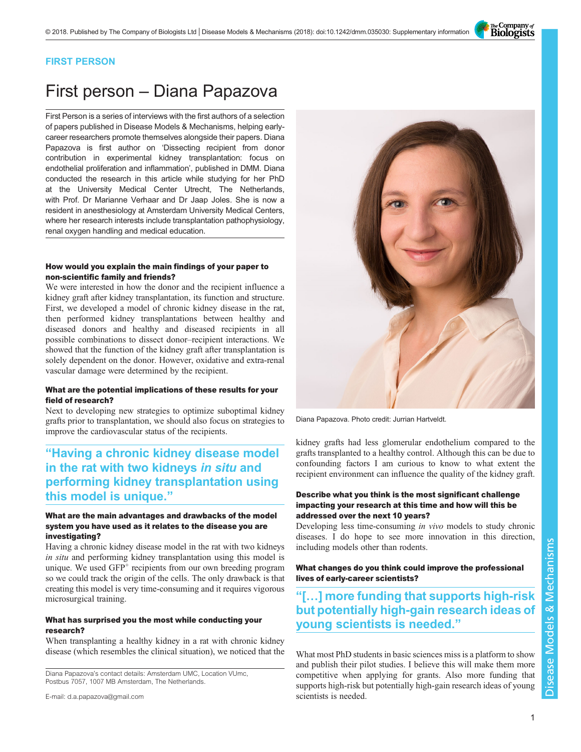FIRST PERSON

# First person – Diana Papazova

First Person is a series of interviews with the first authors of a selection of papers published in Disease Models & Mechanisms, helping early-career researchers promote themselves alongside their papers. Diana Papazova is first author on 'Dissecting recipient from donor contribution in experimental kidney transplantation: focus on endothelial proliferation and inflammation', published in DMM. Diana conducted the research in this article while studying for her PhD at the University Medical Center Utrecht, The Netherlands, with Prof. Dr Marianne Verhaar and Dr Jaap Joles. She is now a resident in anesthesiology at Amsterdam University Medical Centers, where her research interests include transplantation pathophysiology, renal oxygen handling and medical education.

Diana Papazova. Photo credit: Jurrian Hartveldt.

**How would you explain the main findings of your paper to non-scientific family and friends?**

We were interested in how the donor and the recipient influence a kidney graft after kidney transplantation, its function and structure. First, we developed a model of chronic kidney disease in the rat, then performed kidney transplantations between healthy and diseased donors and healthy and diseased recipients in all possible combinations to dissect donor–recipient interactions. We showed that the function of the kidney graft after transplantation is solely dependent on the donor. However, oxidative and extra-renal vascular damage were determined by the recipient.

**What are the potential implications of these results for your field of research?**

Next to developing new strategies to optimize suboptimal kidney grafts prior to transplantation, we should also focus on strategies to improve the cardiovascular status of the recipients.

> "Having a chronic kidney disease model in the rat with two kidneys *in situ* and performing kidney transplantation using this model is unique."

**What are the main advantages and drawbacks of the model system you have used as it relates to the disease you are investigating?**

Having a chronic kidney disease model in the rat with two kidneys *in situ* and performing kidney transplantation using this model is unique. We used $GFP^+$ recipients from our own breeding program so we could track the origin of the cells. The only drawback is that creating this model is very time-consuming and it requires vigorous microsurgical training.

**What has surprised you the most while conducting your research?**

When transplanting a healthy kidney in a rat with chronic kidney disease (which resembles the clinical situation), we noticed that the kidney grafts had less glomerular endothelium compared to the grafts transplanted to a healthy control. Although this can be due to confounding factors I am curious to know to what extent the recipient environment can influence the quality of the kidney graft.

**Describe what you think is the most significant challenge impacting your research at this time and how will this be addressed over the next 10 years?**

Developing less time-consuming *in vivo* models to study chronic diseases. I do hope to see more innovation in this direction, including models other than rodents.

**What changes do you think could improve the professional lives of early-career scientists?**

> "[…] more funding that supports high-risk but potentially high-gain research ideas of young scientists is needed."

What most PhD students in basic sciences miss is a platform to show and publish their pilot studies. I believe this will make them more competitive when applying for grants. Also more funding that supports high-risk but potentially high-gain research ideas of young scientists is needed.

Diana Papazova's contact details: Amsterdam UMC, Location VUmc, Postbus 7057, 1007 MB Amsterdam, The Netherlands.

E-mail: d.a.papazova@gmail.com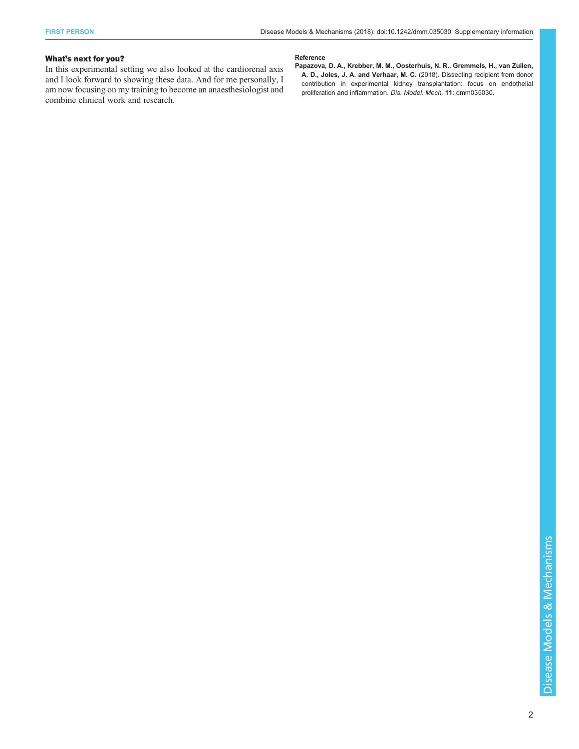## What's next for you?

In this experimental setting we also looked at the cardiorenal axis and I look forward to showing these data. And for me personally, I am now focusing on my training to become an anaesthesiologist and combine clinical work and research.

### Reference

**Papazova, D. A., Krebber, M. M., Oosterhuis, N. R., Gremmels, H., van Zuilen, A. D., Joles, J. A. and Verhaar, M. C.** (2018). Dissecting recipient from donor contribution in experimental kidney transplantation: focus on endothelial proliferation and inflammation. *Dis. Model. Mech.* **11**: dmm035030.